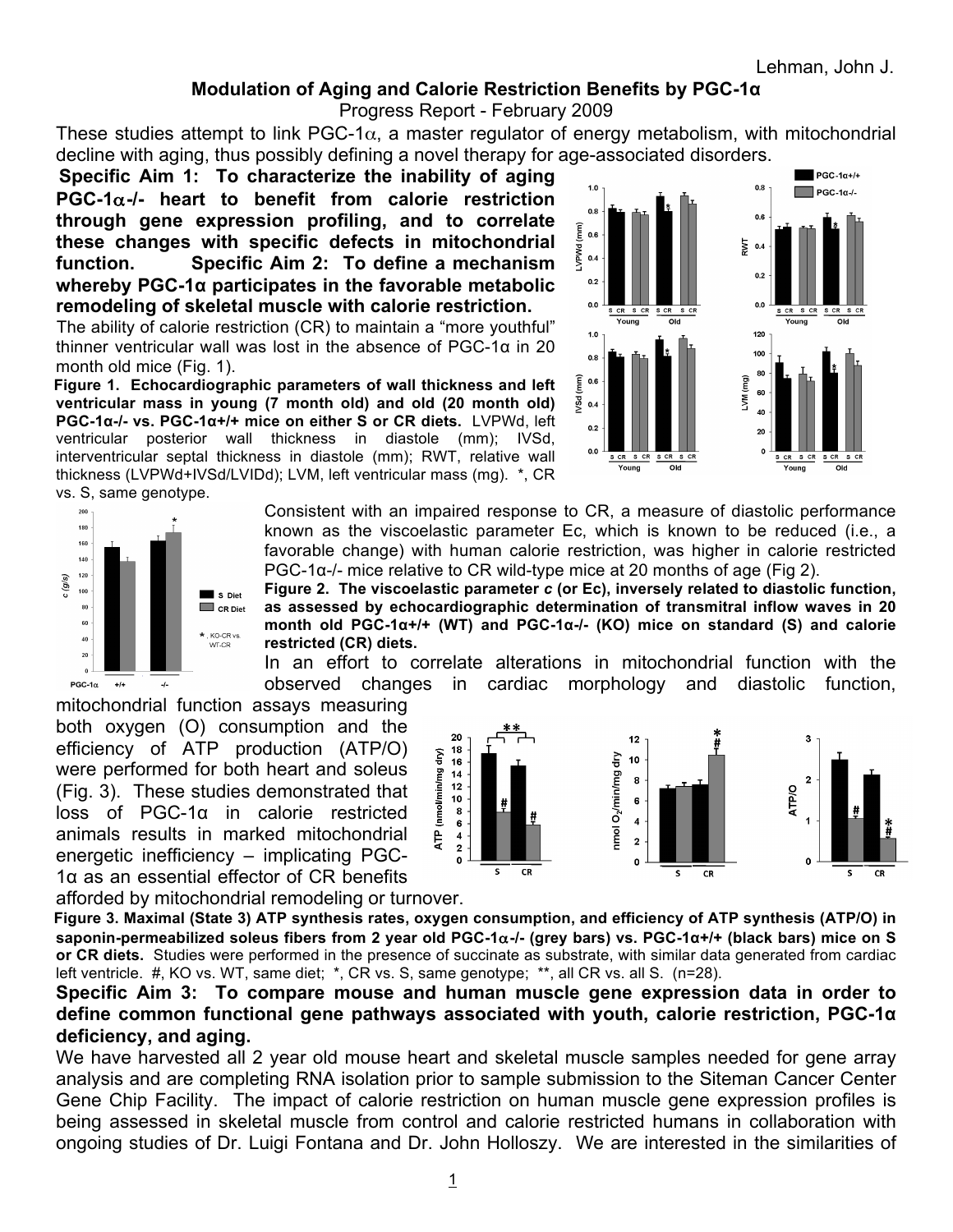# Modulation of Aging and Calorie Restriction Benefits by PGC-1α

Progress Report - February 2009

These studies attempt to link PGC-1α, a master regulator of energy metabolism, with mitochondrial decline with aging, thus possibly defining a novel therapy for age-associated disorders.

**Specific Aim 1: To characterize the inability of aging PGC-1α-/- heart to benefit from calorie restriction through gene expression profiling, and to correlate these changes with specific defects in mitochondrial function. Specific Aim 2: To define a mechanism whereby PGC-1α participates in the favorable metabolic remodeling of skeletal muscle with calorie restriction.**

The ability of calorie restriction (CR) to maintain a "more youthful" thinner ventricular wall was lost in the absence of PGC-1α in 20 month old mice (Fig. 1).

**Figure 1. Echocardiographic parameters of wall thickness and left ventricular mass in young (7 month old) and old (20 month old) PGC-1α-/- vs. PGC-1α+/+ mice on either S or CR diets.** LVPWd, left ventricular posterior wall thickness in diastole (mm); IVSd, interventricular septal thickness in diastole (mm); RWT, relative wall thickness (LVPWd+IVSd/LVIDd); LVM, left ventricular mass (mg). *, CR vs. S, same genotype.

Consistent with an impaired response to CR, a measure of diastolic performance known as the viscoelastic parameter Ec, which is known to be reduced (i.e., a favorable change) with human calorie restriction, was higher in calorie restricted PGC-1α-/- mice relative to CR wild-type mice at 20 months of age (Fig 2).

**Figure 2. The viscoelastic parameter *c* (or Ec), inversely related to diastolic function, as assessed by echocardiographic determination of transmitral inflow waves in 20 month old PGC-1α+/+ (WT) and PGC-1α-/- (KO) mice on standard (S) and calorie restricted (CR) diets.**

In an effort to correlate alterations in mitochondrial function with the observed changes in cardiac morphology and diastolic function, mitochondrial function assays measuring both oxygen (O) consumption and the efficiency of ATP production (ATP/O) were performed for both heart and soleus (Fig. 3). These studies demonstrated that loss of PGC-1α in calorie restricted animals results in marked mitochondrial energetic inefficiency – implicating PGC-1α as an essential effector of CR benefits afforded by mitochondrial remodeling or turnover.

**Figure 3. Maximal (State 3) ATP synthesis rates, oxygen consumption, and efficiency of ATP synthesis (ATP/O) in saponin-permeabilized soleus fibers from 2 year old PGC-1α-/- (grey bars) vs. PGC-1α+/+ (black bars) mice on S or CR diets.** Studies were performed in the presence of succinate as substrate, with similar data generated from cardiac left ventricle. #, KO vs. WT, same diet; *, CR vs. S, same genotype; **, all CR vs. all S. (n=28).

**Specific Aim 3: To compare mouse and human muscle gene expression data in order to define common functional gene pathways associated with youth, calorie restriction, PGC-1α deficiency, and aging.**

We have harvested all 2 year old mouse heart and skeletal muscle samples needed for gene array analysis and are completing RNA isolation prior to sample submission to the Siteman Cancer Center Gene Chip Facility. The impact of calorie restriction on human muscle gene expression profiles is being assessed in skeletal muscle from control and calorie restricted humans in collaboration with ongoing studies of Dr. Luigi Fontana and Dr. John Holloszy. We are interested in the similarities of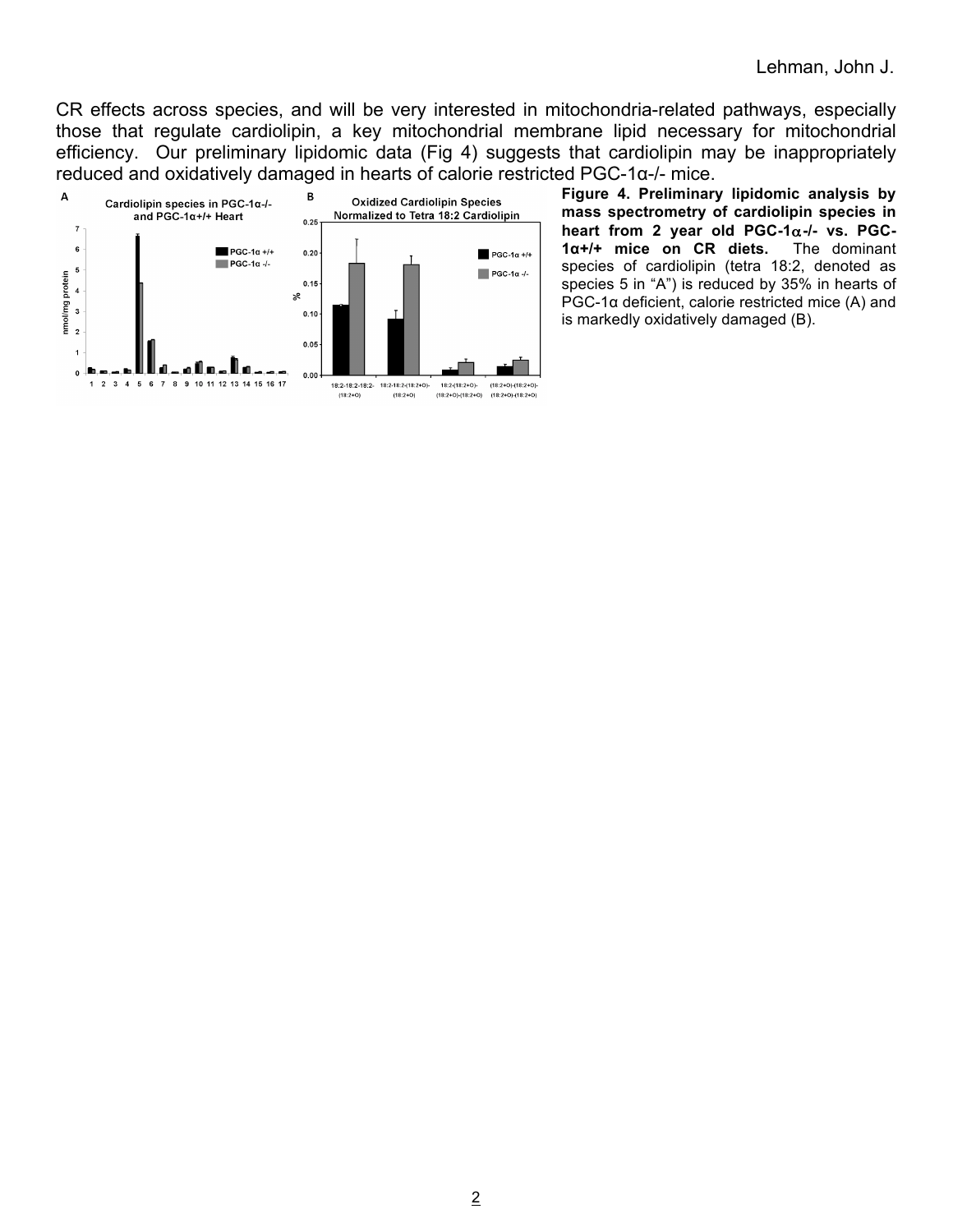CR effects across species, and will be very interested in mitochondria-related pathways, especially those that regulate cardiolipin, a key mitochondrial membrane lipid necessary for mitochondrial efficiency. Our preliminary lipidomic data (Fig 4) suggests that cardiolipin may be inappropriately reduced and oxidatively damaged in hearts of calorie restricted PGC-1α-/- mice.

A

Cardiolipin species in PGC-1α-/- and PGC-1α+/+ Heart

nmol/mg protein

0 1 2 3 4 5 6 7

PGC-1α +/+

PGC-1α -/-

1 2 3 4 5 6 7 8 9 10 11 12 13 14 15 16 17

B

Oxidized Cardiolipin Species Normalized to Tetra 18:2 Cardiolipin

%

0.00 0.05 0.10 0.15 0.20 0.25

PGC-1α +/+

PGC-1α -/-

18:2-18:2-18:2-(18:2+O)

18:2-18:2-(18:2+O)-(18:2+O)

18:2-(18:2+O)-(18:2+O)-(18:2+O)

(18:2+O)-(18:2+O)-(18:2+O)-(18:2+O)

**Figure 4. Preliminary lipidomic analysis by mass spectrometry of cardiolipin species in heart from 2 year old PGC-1α-/- vs. PGC-1α+/+ mice on CR diets.** The dominant species of cardiolipin (tetra 18:2, denoted as species 5 in "A") is reduced by 35% in hearts of PGC-1α deficient, calorie restricted mice (A) and is markedly oxidatively damaged (B).